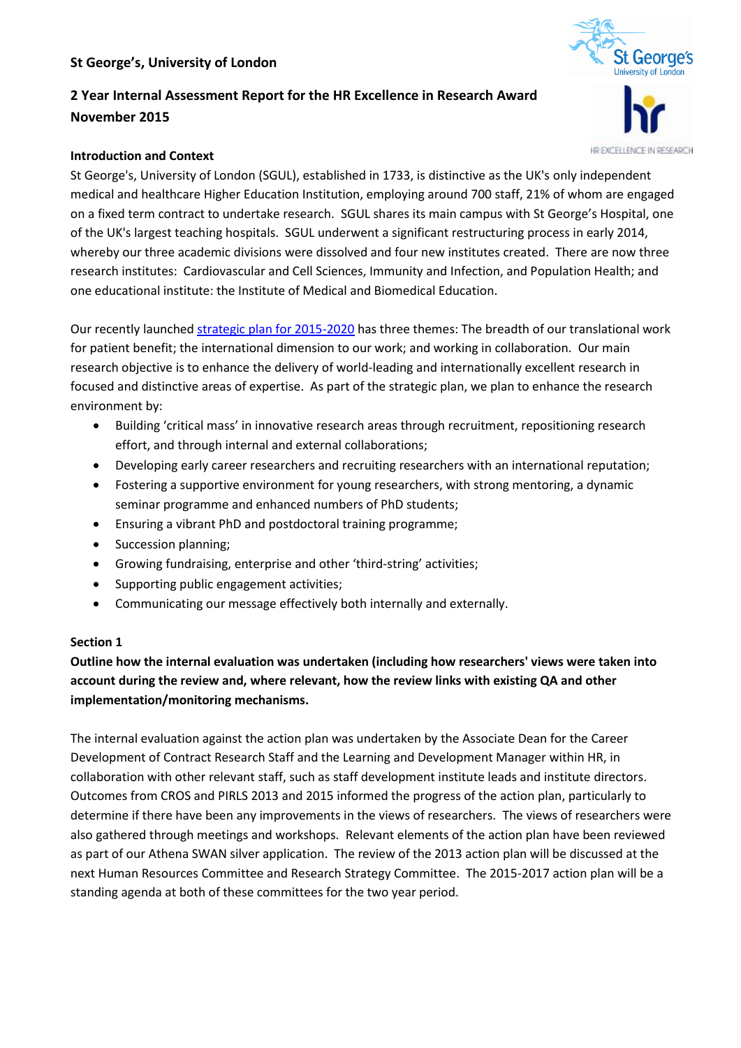**St George's, University of London**

# 2 Year Internal Assessment Report for the HR Excellence in Research Award November 2015

## Introduction and Context

St George's, University of London (SGUL), established in 1733, is distinctive as the UK's only independent medical and healthcare Higher Education Institution, employing around 700 staff, 21% of whom are engaged on a fixed term contract to undertake research. SGUL shares its main campus with St George's Hospital, one of the UK's largest teaching hospitals. SGUL underwent a significant restructuring process in early 2014, whereby our three academic divisions were dissolved and four new institutes created. There are now three research institutes: Cardiovascular and Cell Sciences, Immunity and Infection, and Population Health; and one educational institute: the Institute of Medical and Biomedical Education.

Our recently launched strategic plan for 2015-2020 has three themes: The breadth of our translational work for patient benefit; the international dimension to our work; and working in collaboration. Our main research objective is to enhance the delivery of world-leading and internationally excellent research in focused and distinctive areas of expertise. As part of the strategic plan, we plan to enhance the research environment by:

- Building 'critical mass' in innovative research areas through recruitment, repositioning research effort, and through internal and external collaborations;
- Developing early career researchers and recruiting researchers with an international reputation;
- Fostering a supportive environment for young researchers, with strong mentoring, a dynamic seminar programme and enhanced numbers of PhD students;
- Ensuring a vibrant PhD and postdoctoral training programme;
- Succession planning;
- Growing fundraising, enterprise and other 'third-string' activities;
- Supporting public engagement activities;
- Communicating our message effectively both internally and externally.

## Section 1

**Outline how the internal evaluation was undertaken (including how researchers' views were taken into account during the review and, where relevant, how the review links with existing QA and other implementation/monitoring mechanisms.**

The internal evaluation against the action plan was undertaken by the Associate Dean for the Career Development of Contract Research Staff and the Learning and Development Manager within HR, in collaboration with other relevant staff, such as staff development institute leads and institute directors. Outcomes from CROS and PIRLS 2013 and 2015 informed the progress of the action plan, particularly to determine if there have been any improvements in the views of researchers. The views of researchers were also gathered through meetings and workshops. Relevant elements of the action plan have been reviewed as part of our Athena SWAN silver application. The review of the 2013 action plan will be discussed at the next Human Resources Committee and Research Strategy Committee. The 2015-2017 action plan will be a standing agenda at both of these committees for the two year period.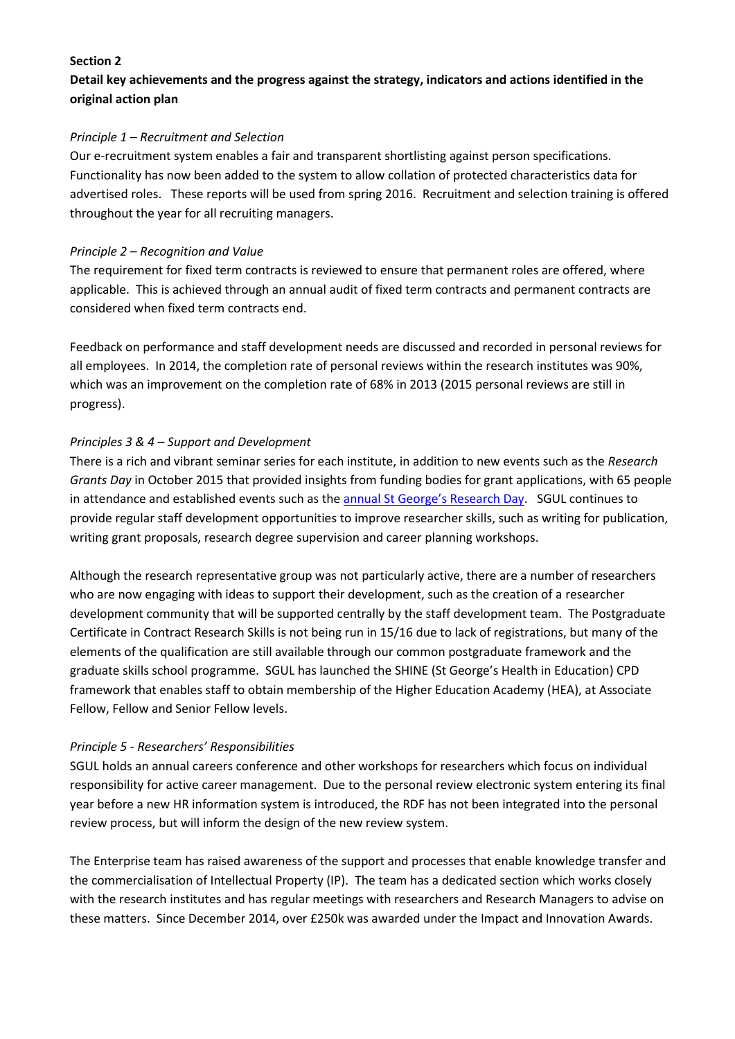**Section 2**

**Detail key achievements and the progress against the strategy, indicators and actions identified in the original action plan**

*Principle 1 – Recruitment and Selection*

Our e-recruitment system enables a fair and transparent shortlisting against person specifications. Functionality has now been added to the system to allow collation of protected characteristics data for advertised roles. These reports will be used from spring 2016. Recruitment and selection training is offered throughout the year for all recruiting managers.

*Principle 2 – Recognition and Value*

The requirement for fixed term contracts is reviewed to ensure that permanent roles are offered, where applicable. This is achieved through an annual audit of fixed term contracts and permanent contracts are considered when fixed term contracts end.

Feedback on performance and staff development needs are discussed and recorded in personal reviews for all employees. In 2014, the completion rate of personal reviews within the research institutes was 90%, which was an improvement on the completion rate of 68% in 2013 (2015 personal reviews are still in progress).

*Principles 3 & 4 – Support and Development*

There is a rich and vibrant seminar series for each institute, in addition to new events such as the *Research Grants Day* in October 2015 that provided insights from funding bodies for grant applications, with 65 people in attendance and established events such as the annual St George's Research Day. SGUL continues to provide regular staff development opportunities to improve researcher skills, such as writing for publication, writing grant proposals, research degree supervision and career planning workshops.

Although the research representative group was not particularly active, there are a number of researchers who are now engaging with ideas to support their development, such as the creation of a researcher development community that will be supported centrally by the staff development team. The Postgraduate Certificate in Contract Research Skills is not being run in 15/16 due to lack of registrations, but many of the elements of the qualification are still available through our common postgraduate framework and the graduate skills school programme. SGUL has launched the SHINE (St George's Health in Education) CPD framework that enables staff to obtain membership of the Higher Education Academy (HEA), at Associate Fellow, Fellow and Senior Fellow levels.

*Principle 5 - Researchers' Responsibilities*

SGUL holds an annual careers conference and other workshops for researchers which focus on individual responsibility for active career management. Due to the personal review electronic system entering its final year before a new HR information system is introduced, the RDF has not been integrated into the personal review process, but will inform the design of the new review system.

The Enterprise team has raised awareness of the support and processes that enable knowledge transfer and the commercialisation of Intellectual Property (IP). The team has a dedicated section which works closely with the research institutes and has regular meetings with researchers and Research Managers to advise on these matters. Since December 2014, over £250k was awarded under the Impact and Innovation Awards.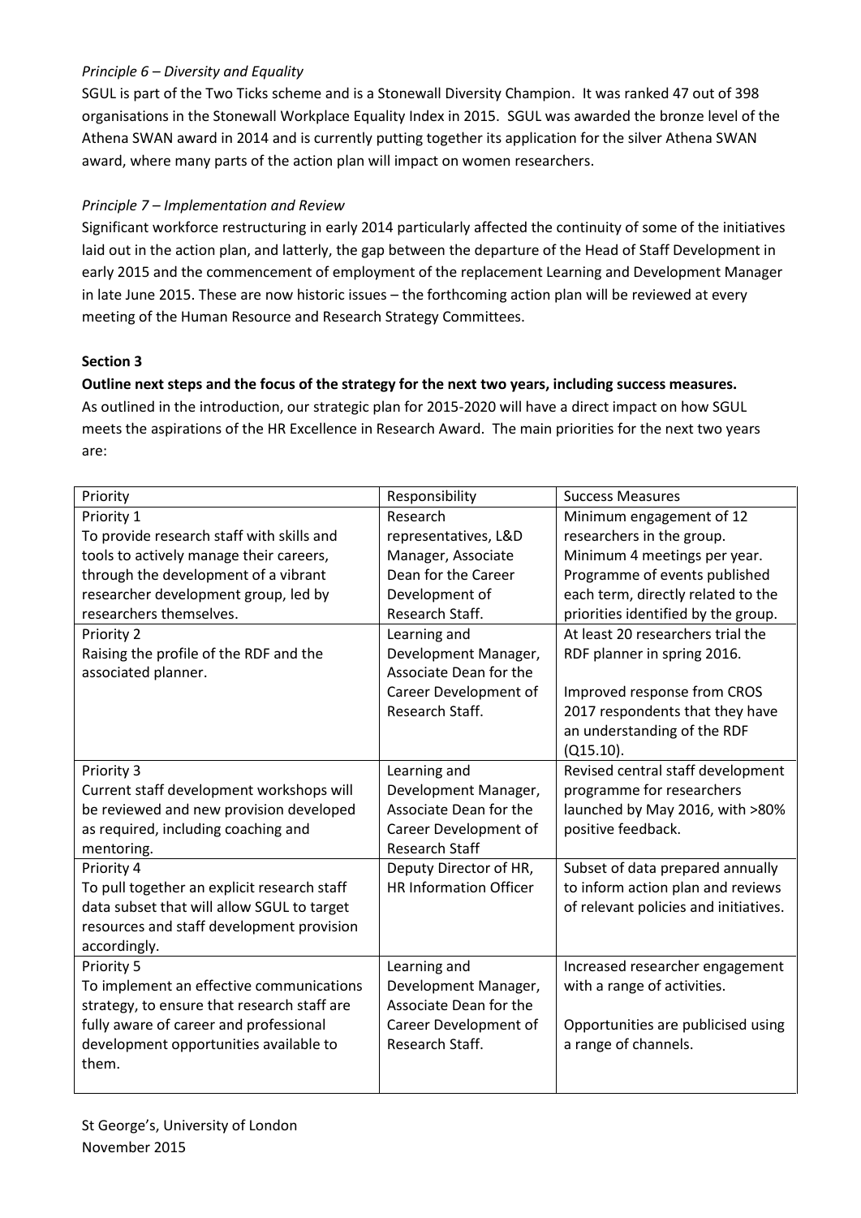*Principle 6 – Diversity and Equality*

SGUL is part of the Two Ticks scheme and is a Stonewall Diversity Champion. It was ranked 47 out of 398 organisations in the Stonewall Workplace Equality Index in 2015. SGUL was awarded the bronze level of the Athena SWAN award in 2014 and is currently putting together its application for the silver Athena SWAN award, where many parts of the action plan will impact on women researchers.

*Principle 7 – Implementation and Review*

Significant workforce restructuring in early 2014 particularly affected the continuity of some of the initiatives laid out in the action plan, and latterly, the gap between the departure of the Head of Staff Development in early 2015 and the commencement of employment of the replacement Learning and Development Manager in late June 2015. These are now historic issues – the forthcoming action plan will be reviewed at every meeting of the Human Resource and Research Strategy Committees.

**Section 3**

**Outline next steps and the focus of the strategy for the next two years, including success measures.**

As outlined in the introduction, our strategic plan for 2015-2020 will have a direct impact on how SGUL meets the aspirations of the HR Excellence in Research Award. The main priorities for the next two years are:

| Priority | Responsibility | Success Measures |
|---|---|---|
| Priority 1<br>To provide research staff with skills and tools to actively manage their careers, through the development of a vibrant researcher development group, led by researchers themselves. | Research representatives, L&D Manager, Associate Dean for the Career Development of Research Staff. | Minimum engagement of 12 researchers in the group.<br>Minimum 4 meetings per year.<br>Programme of events published each term, directly related to the priorities identified by the group. |
| Priority 2<br>Raising the profile of the RDF and the associated planner. | Learning and Development Manager, Associate Dean for the Career Development of Research Staff. | At least 20 researchers trial the RDF planner in spring 2016.<br><br>Improved response from CROS 2017 respondents that they have an understanding of the RDF (Q15.10). |
| Priority 3<br>Current staff development workshops will be reviewed and new provision developed as required, including coaching and mentoring. | Learning and Development Manager, Associate Dean for the Career Development of Research Staff | Revised central staff development programme for researchers launched by May 2016, with >80% positive feedback. |
| Priority 4<br>To pull together an explicit research staff data subset that will allow SGUL to target resources and staff development provision accordingly. | Deputy Director of HR, HR Information Officer | Subset of data prepared annually to inform action plan and reviews of relevant policies and initiatives. |
| Priority 5<br>To implement an effective communications strategy, to ensure that research staff are fully aware of career and professional development opportunities available to them. | Learning and Development Manager, Associate Dean for the Career Development of Research Staff. | Increased researcher engagement with a range of activities.<br><br>Opportunities are publicised using a range of channels. |

St George's, University of London
November 2015